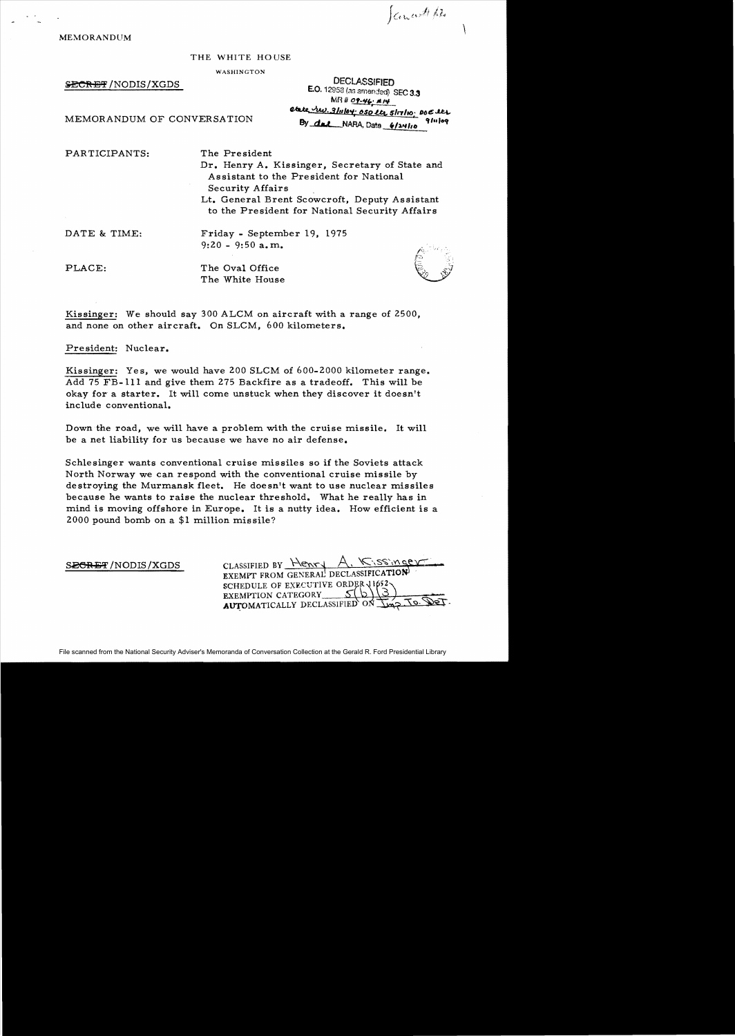Ganesh file

MEMORANDUM

THE WHITE HOUSE

WASHINGTON

~~SECRET~~/NODIS/XGDS

DECLASSIFIED
E.O. 12958 (as amended) SEC 3.3
MR # 09-46; #14
state rev. 3/11/04; OSD ltr 5/17/10; DOE ltr 9/1/09
By dal NARA, Date 6/24/10

MEMORANDUM OF CONVERSATION

PARTICIPANTS: The President
Dr. Henry A. Kissinger, Secretary of State and Assistant to the President for National Security Affairs
Lt. General Brent Scowcroft, Deputy Assistant to the President for National Security Affairs

DATE & TIME: Friday - September 19, 1975
9:20 - 9:50 a.m.

PLACE: The Oval Office
The White House

Kissinger: We should say 300 ALCM on aircraft with a range of 2500, and none on other aircraft. On SLCM, 600 kilometers.

President: Nuclear.

Kissinger: Yes, we would have 200 SLCM of 600-2000 kilometer range. Add 75 FB-111 and give them 275 Backfire as a tradeoff. This will be okay for a starter. It will come unstuck when they discover it doesn't include conventional.

Down the road, we will have a problem with the cruise missile. It will be a net liability for us because we have no air defense.

Schlesinger wants conventional cruise missiles so if the Soviets attack North Norway we can respond with the conventional cruise missile by destroying the Murmansk fleet. He doesn't want to use nuclear missiles because he wants to raise the nuclear threshold. What he really has in mind is moving offshore in Europe. It is a nutty idea. How efficient is a 2000 pound bomb on a $1 million missile?

~~SECRET~~/NODIS/XGDS

CLASSIFIED BY Henry A. Kissinger
EXEMPT FROM GENERAL DECLASSIFICATION SCHEDULE OF EXECUTIVE ORDER 11652
EXEMPTION CATEGORY 5(b)(3)
AUTOMATICALLY DECLASSIFIED ON Imp. to Det.

File scanned from the National Security Adviser's Memoranda of Conversation Collection at the Gerald R. Ford Presidential Library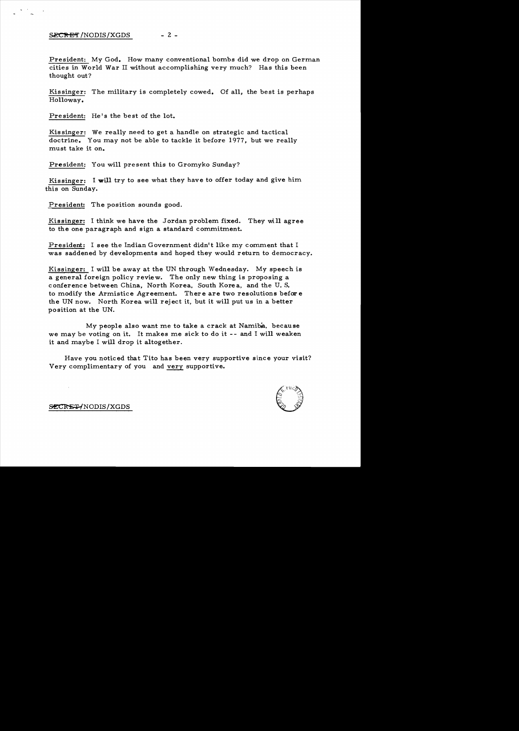President: My God. How many conventional bombs did we drop on German cities in World War II without accomplishing very much? Has this been thought out?

Kissinger: The military is completely cowed. Of all, the best is perhaps Holloway.

President: He's the best of the lot.

Kissinger: We really need to get a handle on strategic and tactical doctrine. You may not be able to tackle it before 1977, but we really must take it on.

President: You will present this to Gromyko Sunday?

Kissinger: I will try to see what they have to offer today and give him this on Sunday.

President: The position sounds good.

Kissinger: I think we have the Jordan problem fixed. They will agree to the one paragraph and sign a standard commitment.

President: I see the Indian Government didn't like my comment that I was saddened by developments and hoped they would return to democracy.

Kissinger: I will be away at the UN through Wednesday. My speech is a general foreign policy review. The only new thing is proposing a conference between China, North Korea, South Korea, and the U.S. to modify the Armistice Agreement. There are two resolutions before the UN now. North Korea will reject it, but it will put us in a better position at the UN.

My people also want me to take a crack at Namibia, because we may be voting on it. It makes me sick to do it -- and I will weaken it and maybe I will drop it altogether.

Have you noticed that Tito has been very supportive since your visit? Very complimentary of you and very supportive.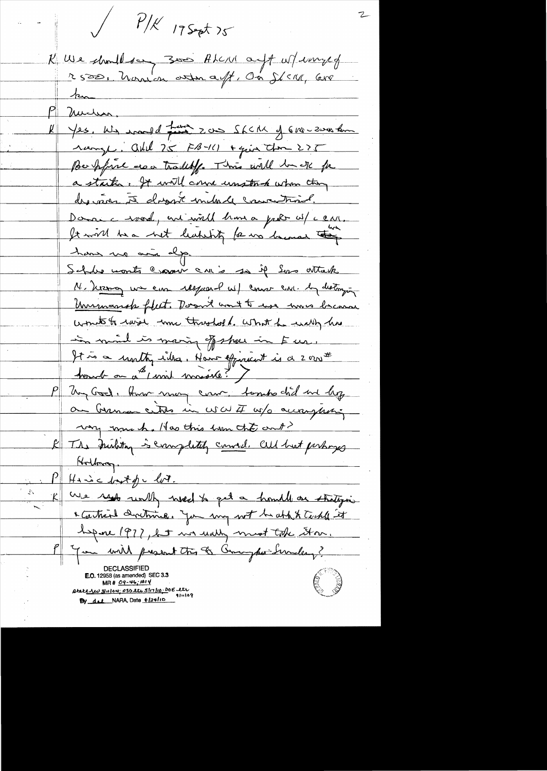✓ P/K 19 Sept 75

K We should say 3000 ALCM acft w/ range of 2500. Nothing on other acft. On SLCM, 600 km

P Nuclear.

K Yes. We would have 200 SLCM of 600-2000 km range. Add 75 FB-111 + give them 275 Backfire as a tradeoff. This will be ok for a starter. It will come unstuck when they discover it doesn't include conventional. Down the road, we will have a prob w/ c cm. It will be a net liability for us because we have no air dp.

Schles wants cruise cm's so if Sov attack N. Norway we can respond w/ cruise cm. by destroying Murmansk fleet. Doesn't want to use nucs because wants to raise nuc threshold. What he really has in mind is moving offshore in Eur. It is a nutty idea. How efficient is a 2000# bomb on a $1 mil missile?

P My God. How many conv. bombs did we drop on German cities in WW II w/o accomplishing very much. Has this been thot out?

K The military is completely cowed. All but perhaps Holloway.

P He is best of a lot.

K We really need to get a handle on strategic & tactical doctrine. You may not be able to tackle it before 1977, but we really must take it on.

P You will present this to Group Sunday?

DECLASSIFIED
E.O. 12958 (as amended) SEC 3.3
MR # 09-46; #14
State rev 3/11/04; OSD ltr 5/17/10; DOE ltr 9/11/09
By dal NARA, Date 6/24/10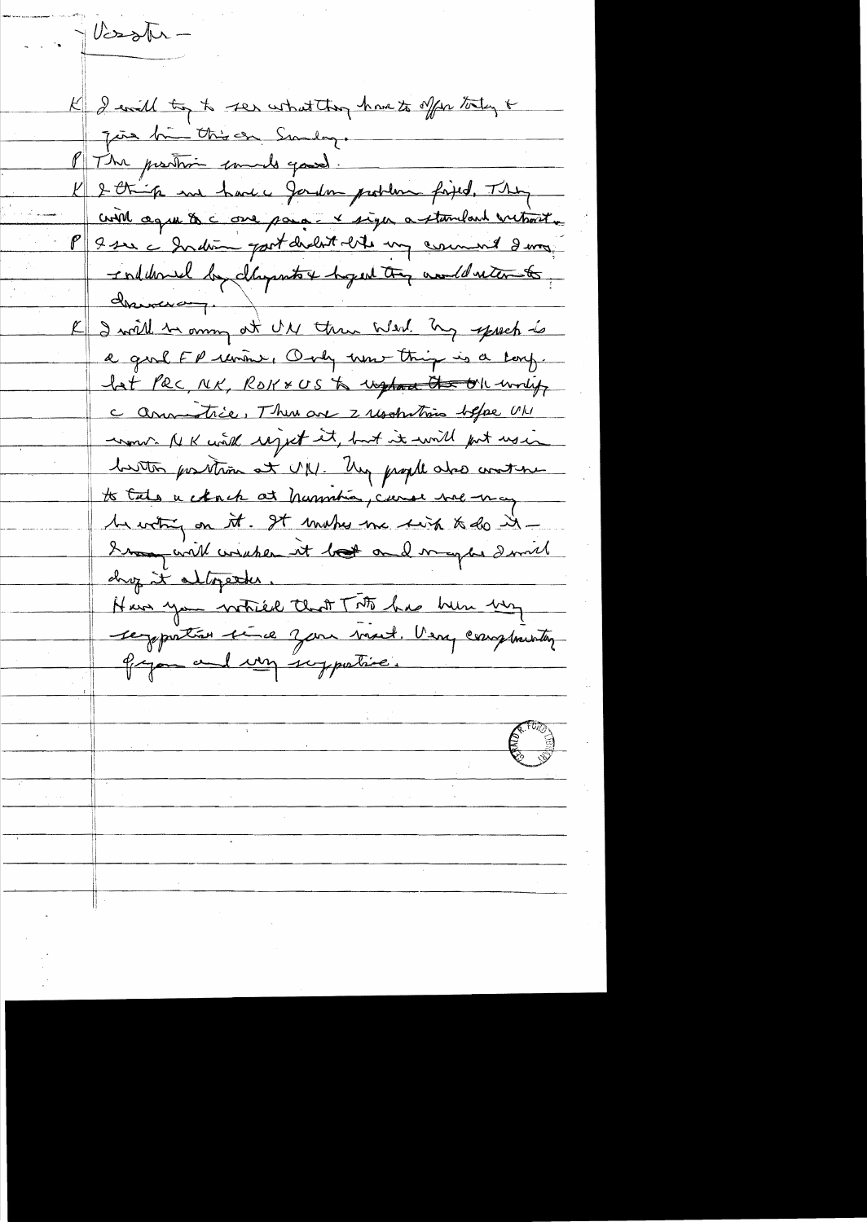– Vorster –

K I will try to see what they have to offer today & give him this on Sunday.

P The position sounds good.

K I think we have c Jordan problem fixed. They will agree to c one para. & sign a standard contract.

P I see c Indian govt didn't like my comment I was endorsed by delegates & hoped they would return to democracy.

K I will be away at UN thru Wed. My speech is a good FP review. Only new thing is a conf. bet PRC, NK, ROK & US to replace the UN[?] c armistice. There are 2 resolutions before UN now. NK will reject it, but it will put us in better position at UN. My people also want me to take a crack at Namibia, cause we may be voting on it. It makes me sick to do it – I may will weaken it but and I maybe I will drop it altogether.

Have you noticed that Tito has been very supportive since you met. Very complimentary of you and very supportive.